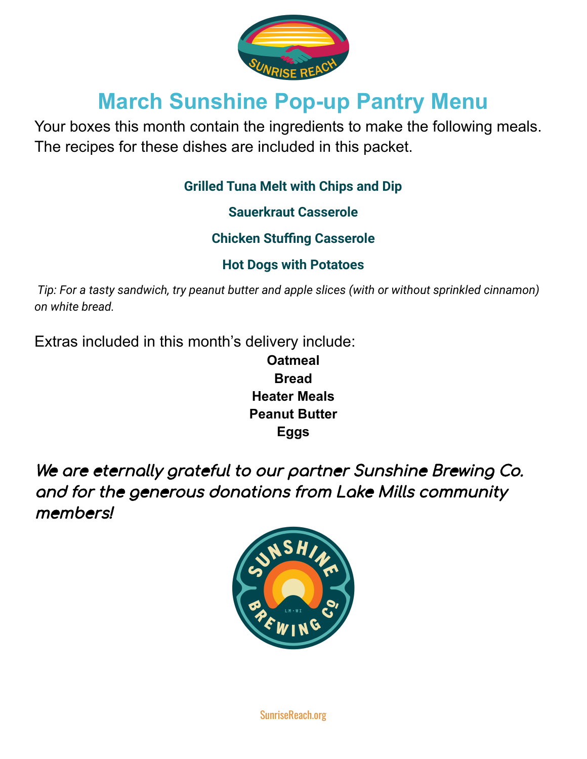# March Sunshine Pop-up Pantry Menu

Your boxes this month contain the ingredients to make the following meals. The recipes for these dishes are included in this packet.

**Grilled Tuna Melt with Chips and Dip**

**Sauerkraut Casserole**

**Chicken Stuffing Casserole**

**Hot Dogs with Potatoes**

*Tip: For a tasty sandwich, try peanut butter and apple slices (with or without sprinkled cinnamon) on white bread.*

Extras included in this month's delivery include:

**Oatmeal**
**Bread**
**Heater Meals**
**Peanut Butter**
**Eggs**

***We are eternally grateful to our partner Sunshine Brewing Co. and for the generous donations from Lake Mills community members!***

SunriseReach.org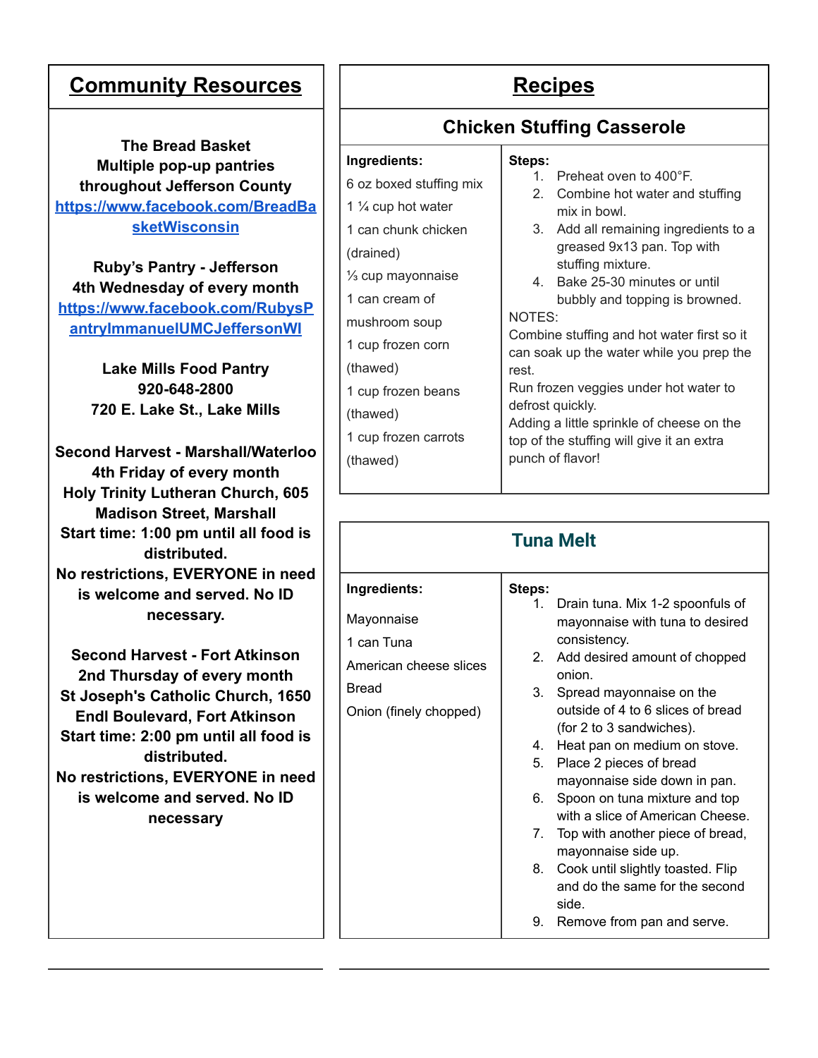## Community Resources

**The Bread Basket**
**Multiple pop-up pantries throughout Jefferson County**
**https://www.facebook.com/BreadBasketWisconsin**

**Ruby's Pantry - Jefferson**
**4th Wednesday of every month**
**https://www.facebook.com/RubysPantryImmanuelUMCJeffersonWI**

**Lake Mills Food Pantry**
**920-648-2800**
**720 E. Lake St., Lake Mills**

**Second Harvest - Marshall/Waterloo**
**4th Friday of every month**
**Holy Trinity Lutheran Church, 605 Madison Street, Marshall**
**Start time: 1:00 pm until all food is distributed.**
**No restrictions, EVERYONE in need is welcome and served. No ID necessary.**

**Second Harvest - Fort Atkinson**
**2nd Thursday of every month**
**St Joseph's Catholic Church, 1650 Endl Boulevard, Fort Atkinson**
**Start time: 2:00 pm until all food is distributed.**
**No restrictions, EVERYONE in need is welcome and served. No ID necessary**

## Recipes

### Chicken Stuffing Casserole

**Ingredients:**

6 oz boxed stuffing mix
1 ¼ cup hot water
1 can chunk chicken (drained)
⅓ cup mayonnaise
1 can cream of mushroom soup
1 cup frozen corn (thawed)
1 cup frozen beans (thawed)
1 cup frozen carrots (thawed)

**Steps:**

1. Preheat oven to 400°F.
2. Combine hot water and stuffing mix in bowl.
3. Add all remaining ingredients to a greased 9x13 pan. Top with stuffing mixture.
4. Bake 25-30 minutes or until bubbly and topping is browned.

NOTES:
Combine stuffing and hot water first so it can soak up the water while you prep the rest.
Run frozen veggies under hot water to defrost quickly.
Adding a little sprinkle of cheese on the top of the stuffing will give it an extra punch of flavor!

### Tuna Melt

**Ingredients:**

Mayonnaise
1 can Tuna
American cheese slices
Bread
Onion (finely chopped)

**Steps:**

1. Drain tuna. Mix 1-2 spoonfuls of mayonnaise with tuna to desired consistency.
2. Add desired amount of chopped onion.
3. Spread mayonnaise on the outside of 4 to 6 slices of bread (for 2 to 3 sandwiches).
4. Heat pan on medium on stove.
5. Place 2 pieces of bread mayonnaise side down in pan.
6. Spoon on tuna mixture and top with a slice of American Cheese.
7. Top with another piece of bread, mayonnaise side up.
8. Cook until slightly toasted. Flip and do the same for the second side.
9. Remove from pan and serve.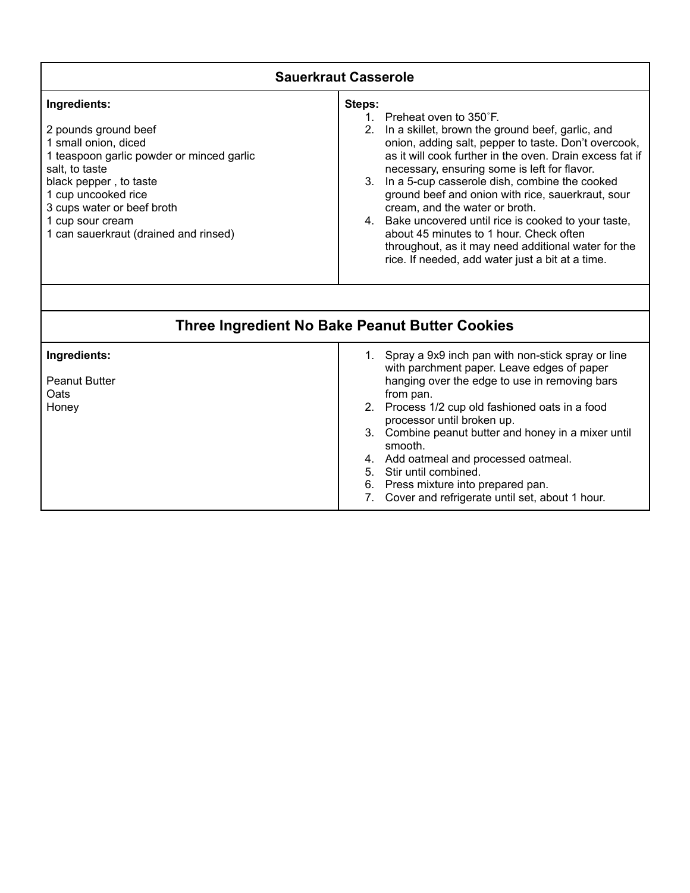## Sauerkraut Casserole

**Ingredients:**

2 pounds ground beef
1 small onion, diced
1 teaspoon garlic powder or minced garlic
salt, to taste
black pepper , to taste
1 cup uncooked rice
3 cups water or beef broth
1 cup sour cream
1 can sauerkraut (drained and rinsed)

**Steps:**

1. Preheat oven to 350˚F.
2. In a skillet, brown the ground beef, garlic, and onion, adding salt, pepper to taste. Don't overcook, as it will cook further in the oven. Drain excess fat if necessary, ensuring some is left for flavor.
3. In a 5-cup casserole dish, combine the cooked ground beef and onion with rice, sauerkraut, sour cream, and the water or broth.
4. Bake uncovered until rice is cooked to your taste, about 45 minutes to 1 hour. Check often throughout, as it may need additional water for the rice. If needed, add water just a bit at a time.

## Three Ingredient No Bake Peanut Butter Cookies

**Ingredients:**

Peanut Butter
Oats
Honey

1. Spray a 9x9 inch pan with non-stick spray or line with parchment paper. Leave edges of paper hanging over the edge to use in removing bars from pan.
2. Process 1/2 cup old fashioned oats in a food processor until broken up.
3. Combine peanut butter and honey in a mixer until smooth.
4. Add oatmeal and processed oatmeal.
5. Stir until combined.
6. Press mixture into prepared pan.
7. Cover and refrigerate until set, about 1 hour.